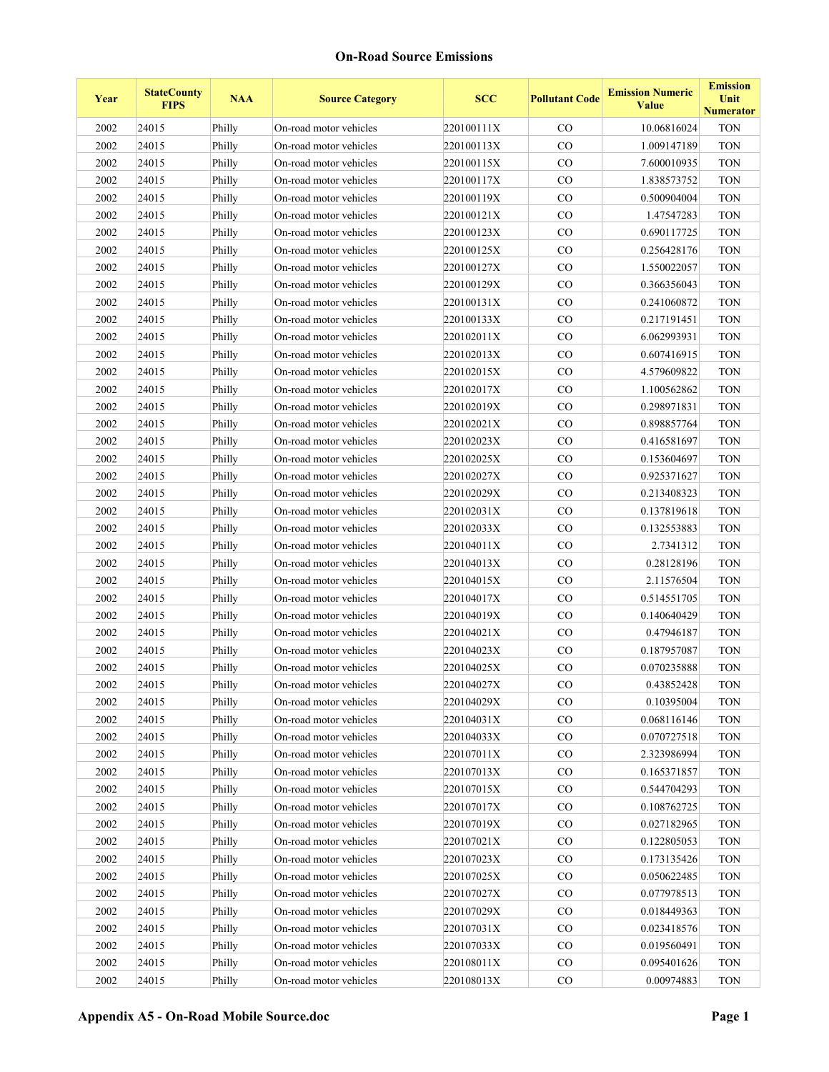## On-Road Source Emissions

| Year | StateCounty FIPS | NAA | Source Category | SCC | Pollutant Code | Emission Numeric Value | Emission Unit Numerator |
|---|---|---|---|---|---|---|---|
| 2002 | 24015 | Philly | On-road motor vehicles | 220100111X | CO | 10.06816024 | TON |
| 2002 | 24015 | Philly | On-road motor vehicles | 220100113X | CO | 1.009147189 | TON |
| 2002 | 24015 | Philly | On-road motor vehicles | 220100115X | CO | 7.600010935 | TON |
| 2002 | 24015 | Philly | On-road motor vehicles | 220100117X | CO | 1.838573752 | TON |
| 2002 | 24015 | Philly | On-road motor vehicles | 220100119X | CO | 0.500904004 | TON |
| 2002 | 24015 | Philly | On-road motor vehicles | 220100121X | CO | 1.47547283 | TON |
| 2002 | 24015 | Philly | On-road motor vehicles | 220100123X | CO | 0.690117725 | TON |
| 2002 | 24015 | Philly | On-road motor vehicles | 220100125X | CO | 0.256428176 | TON |
| 2002 | 24015 | Philly | On-road motor vehicles | 220100127X | CO | 1.550022057 | TON |
| 2002 | 24015 | Philly | On-road motor vehicles | 220100129X | CO | 0.366356043 | TON |
| 2002 | 24015 | Philly | On-road motor vehicles | 220100131X | CO | 0.241060872 | TON |
| 2002 | 24015 | Philly | On-road motor vehicles | 220100133X | CO | 0.217191451 | TON |
| 2002 | 24015 | Philly | On-road motor vehicles | 220102011X | CO | 6.062993931 | TON |
| 2002 | 24015 | Philly | On-road motor vehicles | 220102013X | CO | 0.607416915 | TON |
| 2002 | 24015 | Philly | On-road motor vehicles | 220102015X | CO | 4.579609822 | TON |
| 2002 | 24015 | Philly | On-road motor vehicles | 220102017X | CO | 1.100562862 | TON |
| 2002 | 24015 | Philly | On-road motor vehicles | 220102019X | CO | 0.298971831 | TON |
| 2002 | 24015 | Philly | On-road motor vehicles | 220102021X | CO | 0.898857764 | TON |
| 2002 | 24015 | Philly | On-road motor vehicles | 220102023X | CO | 0.416581697 | TON |
| 2002 | 24015 | Philly | On-road motor vehicles | 220102025X | CO | 0.153604697 | TON |
| 2002 | 24015 | Philly | On-road motor vehicles | 220102027X | CO | 0.925371627 | TON |
| 2002 | 24015 | Philly | On-road motor vehicles | 220102029X | CO | 0.213408323 | TON |
| 2002 | 24015 | Philly | On-road motor vehicles | 220102031X | CO | 0.137819618 | TON |
| 2002 | 24015 | Philly | On-road motor vehicles | 220102033X | CO | 0.132553883 | TON |
| 2002 | 24015 | Philly | On-road motor vehicles | 220104011X | CO | 2.7341312 | TON |
| 2002 | 24015 | Philly | On-road motor vehicles | 220104013X | CO | 0.28128196 | TON |
| 2002 | 24015 | Philly | On-road motor vehicles | 220104015X | CO | 2.11576504 | TON |
| 2002 | 24015 | Philly | On-road motor vehicles | 220104017X | CO | 0.514551705 | TON |
| 2002 | 24015 | Philly | On-road motor vehicles | 220104019X | CO | 0.140640429 | TON |
| 2002 | 24015 | Philly | On-road motor vehicles | 220104021X | CO | 0.47946187 | TON |
| 2002 | 24015 | Philly | On-road motor vehicles | 220104023X | CO | 0.187957087 | TON |
| 2002 | 24015 | Philly | On-road motor vehicles | 220104025X | CO | 0.070235888 | TON |
| 2002 | 24015 | Philly | On-road motor vehicles | 220104027X | CO | 0.43852428 | TON |
| 2002 | 24015 | Philly | On-road motor vehicles | 220104029X | CO | 0.10395004 | TON |
| 2002 | 24015 | Philly | On-road motor vehicles | 220104031X | CO | 0.068116146 | TON |
| 2002 | 24015 | Philly | On-road motor vehicles | 220104033X | CO | 0.070727518 | TON |
| 2002 | 24015 | Philly | On-road motor vehicles | 220107011X | CO | 2.323986994 | TON |
| 2002 | 24015 | Philly | On-road motor vehicles | 220107013X | CO | 0.165371857 | TON |
| 2002 | 24015 | Philly | On-road motor vehicles | 220107015X | CO | 0.544704293 | TON |
| 2002 | 24015 | Philly | On-road motor vehicles | 220107017X | CO | 0.108762725 | TON |
| 2002 | 24015 | Philly | On-road motor vehicles | 220107019X | CO | 0.027182965 | TON |
| 2002 | 24015 | Philly | On-road motor vehicles | 220107021X | CO | 0.122805053 | TON |
| 2002 | 24015 | Philly | On-road motor vehicles | 220107023X | CO | 0.173135426 | TON |
| 2002 | 24015 | Philly | On-road motor vehicles | 220107025X | CO | 0.050622485 | TON |
| 2002 | 24015 | Philly | On-road motor vehicles | 220107027X | CO | 0.077978513 | TON |
| 2002 | 24015 | Philly | On-road motor vehicles | 220107029X | CO | 0.018449363 | TON |
| 2002 | 24015 | Philly | On-road motor vehicles | 220107031X | CO | 0.023418576 | TON |
| 2002 | 24015 | Philly | On-road motor vehicles | 220107033X | CO | 0.019560491 | TON |
| 2002 | 24015 | Philly | On-road motor vehicles | 220108011X | CO | 0.095401626 | TON |
| 2002 | 24015 | Philly | On-road motor vehicles | 220108013X | CO | 0.00974883 | TON |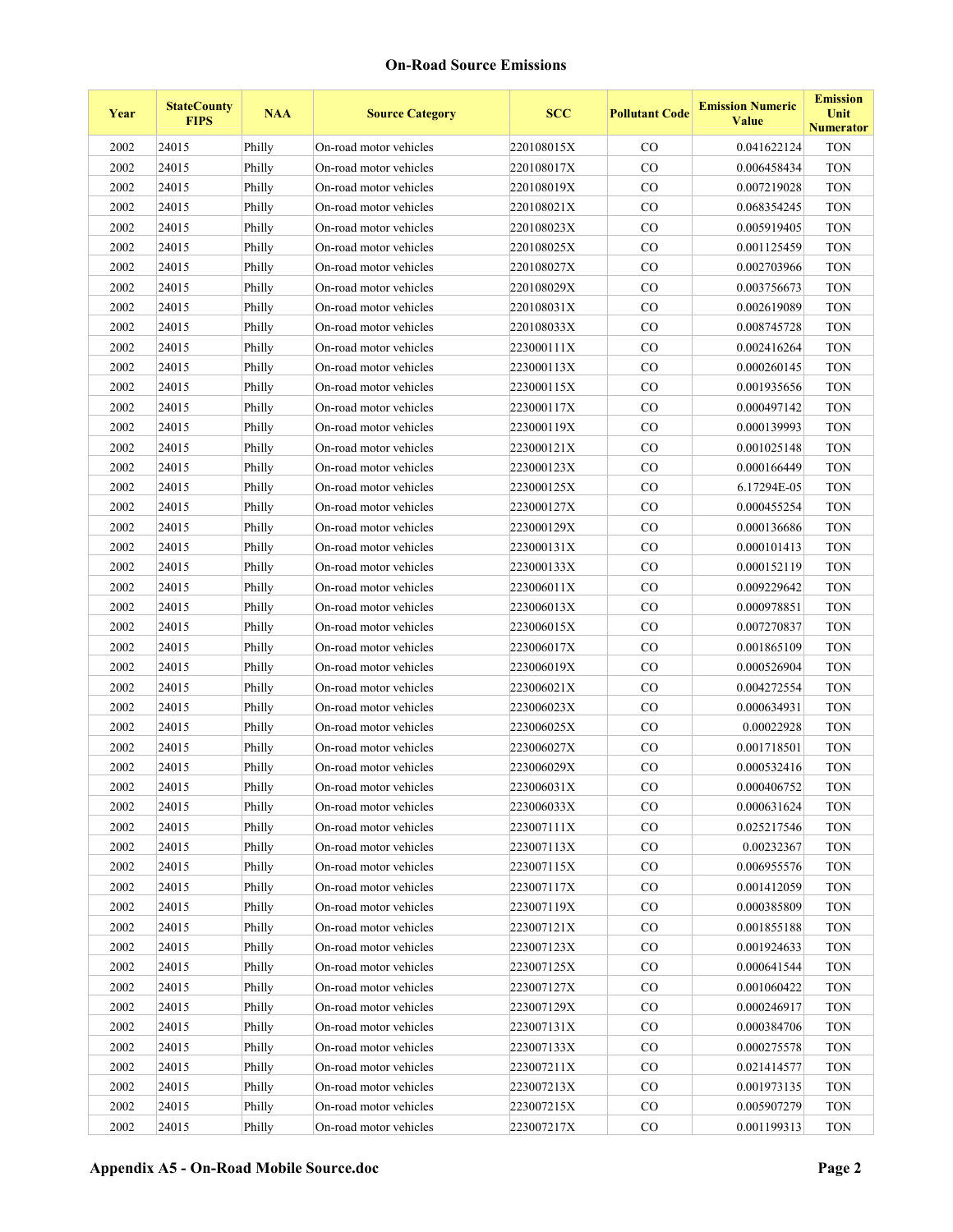## On-Road Source Emissions

| Year | StateCounty FIPS | NAA | Source Category | SCC | Pollutant Code | Emission Numeric Value | Emission Unit Numerator |
|---|---|---|---|---|---|---|---|
| 2002 | 24015 | Philly | On-road motor vehicles | 220108015X | CO | 0.041622124 | TON |
| 2002 | 24015 | Philly | On-road motor vehicles | 220108017X | CO | 0.006458434 | TON |
| 2002 | 24015 | Philly | On-road motor vehicles | 220108019X | CO | 0.007219028 | TON |
| 2002 | 24015 | Philly | On-road motor vehicles | 220108021X | CO | 0.068354245 | TON |
| 2002 | 24015 | Philly | On-road motor vehicles | 220108023X | CO | 0.005919405 | TON |
| 2002 | 24015 | Philly | On-road motor vehicles | 220108025X | CO | 0.001125459 | TON |
| 2002 | 24015 | Philly | On-road motor vehicles | 220108027X | CO | 0.002703966 | TON |
| 2002 | 24015 | Philly | On-road motor vehicles | 220108029X | CO | 0.003756673 | TON |
| 2002 | 24015 | Philly | On-road motor vehicles | 220108031X | CO | 0.002619089 | TON |
| 2002 | 24015 | Philly | On-road motor vehicles | 220108033X | CO | 0.008745728 | TON |
| 2002 | 24015 | Philly | On-road motor vehicles | 223000111X | CO | 0.002416264 | TON |
| 2002 | 24015 | Philly | On-road motor vehicles | 223000113X | CO | 0.000260145 | TON |
| 2002 | 24015 | Philly | On-road motor vehicles | 223000115X | CO | 0.001935656 | TON |
| 2002 | 24015 | Philly | On-road motor vehicles | 223000117X | CO | 0.000497142 | TON |
| 2002 | 24015 | Philly | On-road motor vehicles | 223000119X | CO | 0.000139993 | TON |
| 2002 | 24015 | Philly | On-road motor vehicles | 223000121X | CO | 0.001025148 | TON |
| 2002 | 24015 | Philly | On-road motor vehicles | 223000123X | CO | 0.000166449 | TON |
| 2002 | 24015 | Philly | On-road motor vehicles | 223000125X | CO | 6.17294E-05 | TON |
| 2002 | 24015 | Philly | On-road motor vehicles | 223000127X | CO | 0.000455254 | TON |
| 2002 | 24015 | Philly | On-road motor vehicles | 223000129X | CO | 0.000136686 | TON |
| 2002 | 24015 | Philly | On-road motor vehicles | 223000131X | CO | 0.000101413 | TON |
| 2002 | 24015 | Philly | On-road motor vehicles | 223000133X | CO | 0.000152119 | TON |
| 2002 | 24015 | Philly | On-road motor vehicles | 223006011X | CO | 0.009229642 | TON |
| 2002 | 24015 | Philly | On-road motor vehicles | 223006013X | CO | 0.000978851 | TON |
| 2002 | 24015 | Philly | On-road motor vehicles | 223006015X | CO | 0.007270837 | TON |
| 2002 | 24015 | Philly | On-road motor vehicles | 223006017X | CO | 0.001865109 | TON |
| 2002 | 24015 | Philly | On-road motor vehicles | 223006019X | CO | 0.000526904 | TON |
| 2002 | 24015 | Philly | On-road motor vehicles | 223006021X | CO | 0.004272554 | TON |
| 2002 | 24015 | Philly | On-road motor vehicles | 223006023X | CO | 0.000634931 | TON |
| 2002 | 24015 | Philly | On-road motor vehicles | 223006025X | CO | 0.00022928 | TON |
| 2002 | 24015 | Philly | On-road motor vehicles | 223006027X | CO | 0.001718501 | TON |
| 2002 | 24015 | Philly | On-road motor vehicles | 223006029X | CO | 0.000532416 | TON |
| 2002 | 24015 | Philly | On-road motor vehicles | 223006031X | CO | 0.000406752 | TON |
| 2002 | 24015 | Philly | On-road motor vehicles | 223006033X | CO | 0.000631624 | TON |
| 2002 | 24015 | Philly | On-road motor vehicles | 223007111X | CO | 0.025217546 | TON |
| 2002 | 24015 | Philly | On-road motor vehicles | 223007113X | CO | 0.00232367 | TON |
| 2002 | 24015 | Philly | On-road motor vehicles | 223007115X | CO | 0.006955576 | TON |
| 2002 | 24015 | Philly | On-road motor vehicles | 223007117X | CO | 0.001412059 | TON |
| 2002 | 24015 | Philly | On-road motor vehicles | 223007119X | CO | 0.000385809 | TON |
| 2002 | 24015 | Philly | On-road motor vehicles | 223007121X | CO | 0.001855188 | TON |
| 2002 | 24015 | Philly | On-road motor vehicles | 223007123X | CO | 0.001924633 | TON |
| 2002 | 24015 | Philly | On-road motor vehicles | 223007125X | CO | 0.000641544 | TON |
| 2002 | 24015 | Philly | On-road motor vehicles | 223007127X | CO | 0.001060422 | TON |
| 2002 | 24015 | Philly | On-road motor vehicles | 223007129X | CO | 0.000246917 | TON |
| 2002 | 24015 | Philly | On-road motor vehicles | 223007131X | CO | 0.000384706 | TON |
| 2002 | 24015 | Philly | On-road motor vehicles | 223007133X | CO | 0.000275578 | TON |
| 2002 | 24015 | Philly | On-road motor vehicles | 223007211X | CO | 0.021414577 | TON |
| 2002 | 24015 | Philly | On-road motor vehicles | 223007213X | CO | 0.001973135 | TON |
| 2002 | 24015 | Philly | On-road motor vehicles | 223007215X | CO | 0.005907279 | TON |
| 2002 | 24015 | Philly | On-road motor vehicles | 223007217X | CO | 0.001199313 | TON |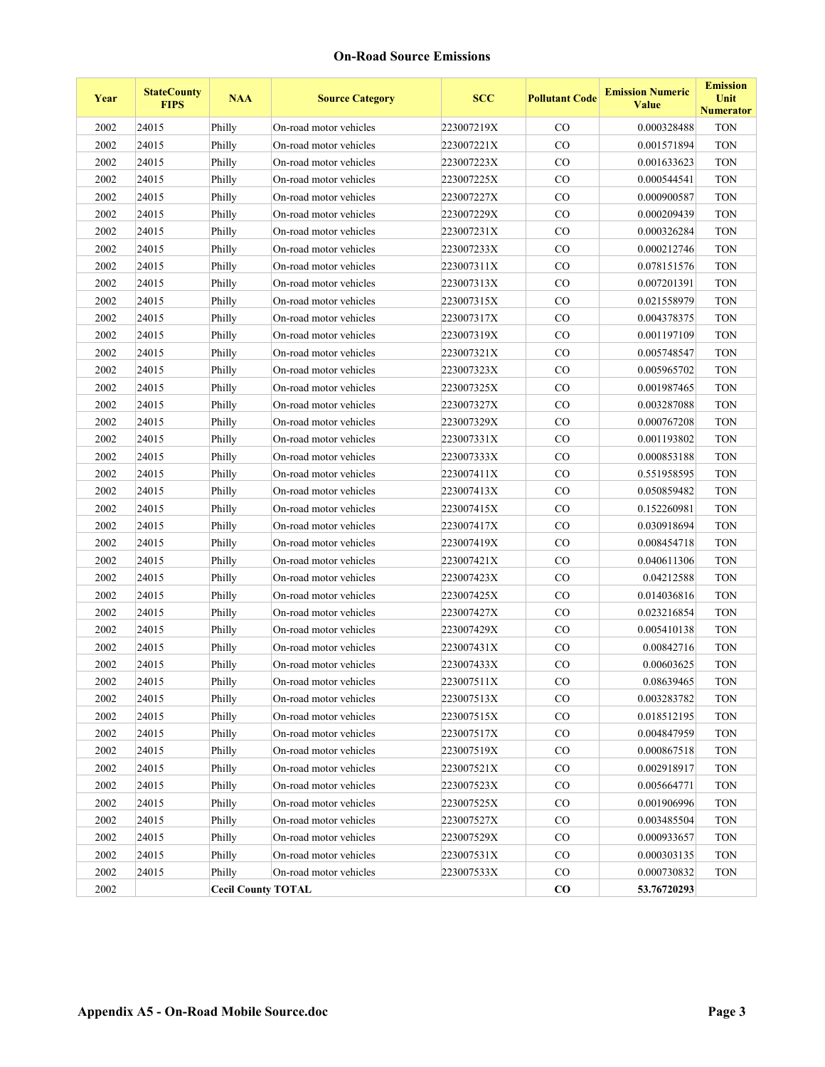# On-Road Source Emissions

| Year | StateCounty FIPS | NAA | Source Category | SCC | Pollutant Code | Emission Numeric Value | Emission Unit Numerator |
|---|---|---|---|---|---|---|---|
| 2002 | 24015 | Philly | On-road motor vehicles | 223007219X | CO | 0.000328488 | TON |
| 2002 | 24015 | Philly | On-road motor vehicles | 223007221X | CO | 0.001571894 | TON |
| 2002 | 24015 | Philly | On-road motor vehicles | 223007223X | CO | 0.001633623 | TON |
| 2002 | 24015 | Philly | On-road motor vehicles | 223007225X | CO | 0.000544541 | TON |
| 2002 | 24015 | Philly | On-road motor vehicles | 223007227X | CO | 0.000900587 | TON |
| 2002 | 24015 | Philly | On-road motor vehicles | 223007229X | CO | 0.000209439 | TON |
| 2002 | 24015 | Philly | On-road motor vehicles | 223007231X | CO | 0.000326284 | TON |
| 2002 | 24015 | Philly | On-road motor vehicles | 223007233X | CO | 0.000212746 | TON |
| 2002 | 24015 | Philly | On-road motor vehicles | 223007311X | CO | 0.078151576 | TON |
| 2002 | 24015 | Philly | On-road motor vehicles | 223007313X | CO | 0.007201391 | TON |
| 2002 | 24015 | Philly | On-road motor vehicles | 223007315X | CO | 0.021558979 | TON |
| 2002 | 24015 | Philly | On-road motor vehicles | 223007317X | CO | 0.004378375 | TON |
| 2002 | 24015 | Philly | On-road motor vehicles | 223007319X | CO | 0.001197109 | TON |
| 2002 | 24015 | Philly | On-road motor vehicles | 223007321X | CO | 0.005748547 | TON |
| 2002 | 24015 | Philly | On-road motor vehicles | 223007323X | CO | 0.005965702 | TON |
| 2002 | 24015 | Philly | On-road motor vehicles | 223007325X | CO | 0.001987465 | TON |
| 2002 | 24015 | Philly | On-road motor vehicles | 223007327X | CO | 0.003287088 | TON |
| 2002 | 24015 | Philly | On-road motor vehicles | 223007329X | CO | 0.000767208 | TON |
| 2002 | 24015 | Philly | On-road motor vehicles | 223007331X | CO | 0.001193802 | TON |
| 2002 | 24015 | Philly | On-road motor vehicles | 223007333X | CO | 0.000853188 | TON |
| 2002 | 24015 | Philly | On-road motor vehicles | 223007411X | CO | 0.551958595 | TON |
| 2002 | 24015 | Philly | On-road motor vehicles | 223007413X | CO | 0.050859482 | TON |
| 2002 | 24015 | Philly | On-road motor vehicles | 223007415X | CO | 0.152260981 | TON |
| 2002 | 24015 | Philly | On-road motor vehicles | 223007417X | CO | 0.030918694 | TON |
| 2002 | 24015 | Philly | On-road motor vehicles | 223007419X | CO | 0.008454718 | TON |
| 2002 | 24015 | Philly | On-road motor vehicles | 223007421X | CO | 0.040611306 | TON |
| 2002 | 24015 | Philly | On-road motor vehicles | 223007423X | CO | 0.04212588 | TON |
| 2002 | 24015 | Philly | On-road motor vehicles | 223007425X | CO | 0.014036816 | TON |
| 2002 | 24015 | Philly | On-road motor vehicles | 223007427X | CO | 0.023216854 | TON |
| 2002 | 24015 | Philly | On-road motor vehicles | 223007429X | CO | 0.005410138 | TON |
| 2002 | 24015 | Philly | On-road motor vehicles | 223007431X | CO | 0.00842716 | TON |
| 2002 | 24015 | Philly | On-road motor vehicles | 223007433X | CO | 0.00603625 | TON |
| 2002 | 24015 | Philly | On-road motor vehicles | 223007511X | CO | 0.08639465 | TON |
| 2002 | 24015 | Philly | On-road motor vehicles | 223007513X | CO | 0.003283782 | TON |
| 2002 | 24015 | Philly | On-road motor vehicles | 223007515X | CO | 0.018512195 | TON |
| 2002 | 24015 | Philly | On-road motor vehicles | 223007517X | CO | 0.004847959 | TON |
| 2002 | 24015 | Philly | On-road motor vehicles | 223007519X | CO | 0.000867518 | TON |
| 2002 | 24015 | Philly | On-road motor vehicles | 223007521X | CO | 0.002918917 | TON |
| 2002 | 24015 | Philly | On-road motor vehicles | 223007523X | CO | 0.005664771 | TON |
| 2002 | 24015 | Philly | On-road motor vehicles | 223007525X | CO | 0.001906996 | TON |
| 2002 | 24015 | Philly | On-road motor vehicles | 223007527X | CO | 0.003485504 | TON |
| 2002 | 24015 | Philly | On-road motor vehicles | 223007529X | CO | 0.000933657 | TON |
| 2002 | 24015 | Philly | On-road motor vehicles | 223007531X | CO | 0.000303135 | TON |
| 2002 | 24015 | Philly | On-road motor vehicles | 223007533X | CO | 0.000730832 | TON |
| 2002 | | **Cecil County TOTAL** | | | **CO** | **53.76720293** | |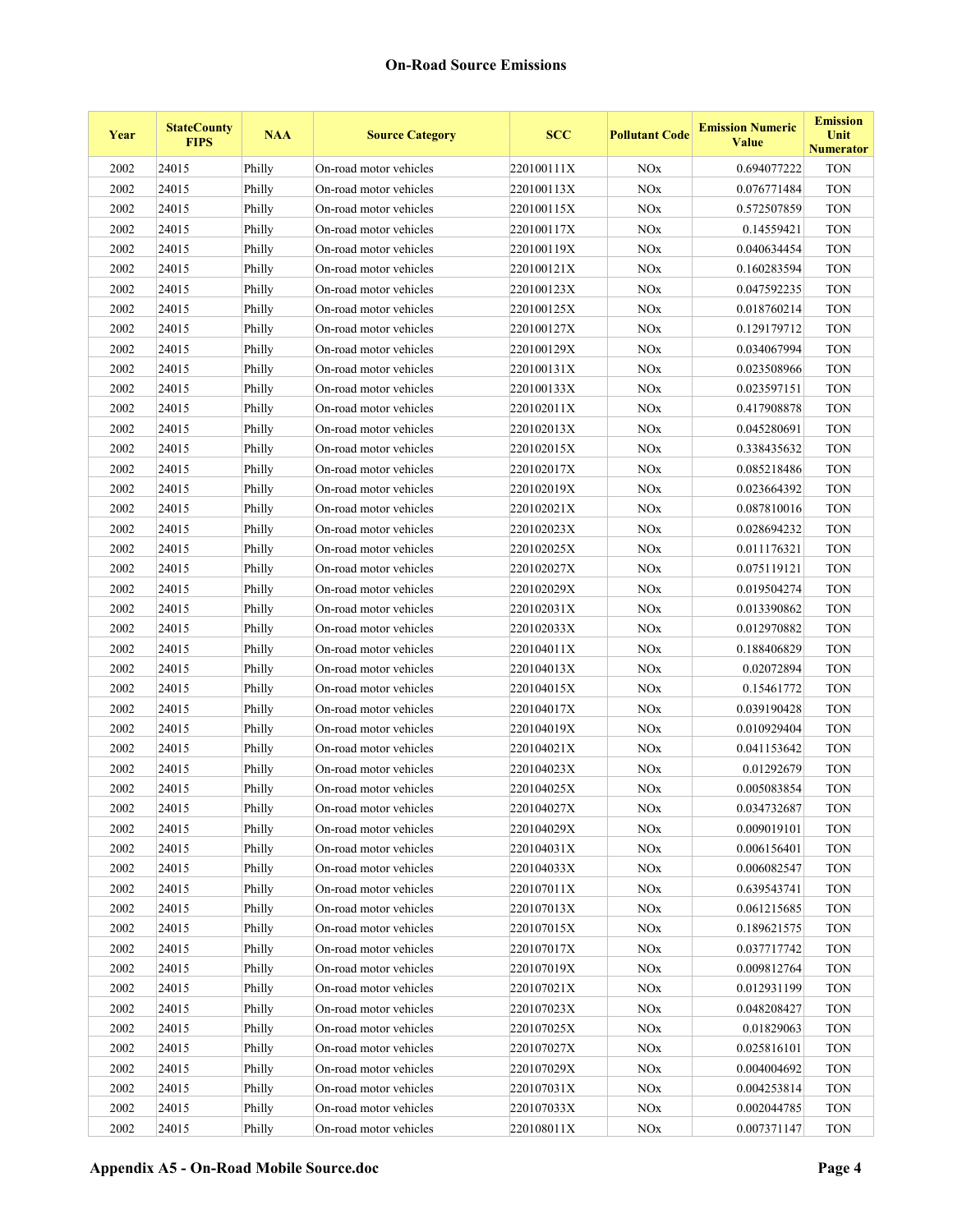**On-Road Source Emissions**

| Year | StateCounty FIPS | NAA | Source Category | SCC | Pollutant Code | Emission Numeric Value | Emission Unit Numerator |
|---|---|---|---|---|---|---|---|
| 2002 | 24015 | Philly | On-road motor vehicles | 220100111X | NOx | 0.694077222 | TON |
| 2002 | 24015 | Philly | On-road motor vehicles | 220100113X | NOx | 0.076771484 | TON |
| 2002 | 24015 | Philly | On-road motor vehicles | 220100115X | NOx | 0.572507859 | TON |
| 2002 | 24015 | Philly | On-road motor vehicles | 220100117X | NOx | 0.14559421 | TON |
| 2002 | 24015 | Philly | On-road motor vehicles | 220100119X | NOx | 0.040634454 | TON |
| 2002 | 24015 | Philly | On-road motor vehicles | 220100121X | NOx | 0.160283594 | TON |
| 2002 | 24015 | Philly | On-road motor vehicles | 220100123X | NOx | 0.047592235 | TON |
| 2002 | 24015 | Philly | On-road motor vehicles | 220100125X | NOx | 0.018760214 | TON |
| 2002 | 24015 | Philly | On-road motor vehicles | 220100127X | NOx | 0.129179712 | TON |
| 2002 | 24015 | Philly | On-road motor vehicles | 220100129X | NOx | 0.034067994 | TON |
| 2002 | 24015 | Philly | On-road motor vehicles | 220100131X | NOx | 0.023508966 | TON |
| 2002 | 24015 | Philly | On-road motor vehicles | 220100133X | NOx | 0.023597151 | TON |
| 2002 | 24015 | Philly | On-road motor vehicles | 220102011X | NOx | 0.417908878 | TON |
| 2002 | 24015 | Philly | On-road motor vehicles | 220102013X | NOx | 0.045280691 | TON |
| 2002 | 24015 | Philly | On-road motor vehicles | 220102015X | NOx | 0.338435632 | TON |
| 2002 | 24015 | Philly | On-road motor vehicles | 220102017X | NOx | 0.085218486 | TON |
| 2002 | 24015 | Philly | On-road motor vehicles | 220102019X | NOx | 0.023664392 | TON |
| 2002 | 24015 | Philly | On-road motor vehicles | 220102021X | NOx | 0.087810016 | TON |
| 2002 | 24015 | Philly | On-road motor vehicles | 220102023X | NOx | 0.028694232 | TON |
| 2002 | 24015 | Philly | On-road motor vehicles | 220102025X | NOx | 0.011176321 | TON |
| 2002 | 24015 | Philly | On-road motor vehicles | 220102027X | NOx | 0.075119121 | TON |
| 2002 | 24015 | Philly | On-road motor vehicles | 220102029X | NOx | 0.019504274 | TON |
| 2002 | 24015 | Philly | On-road motor vehicles | 220102031X | NOx | 0.013390862 | TON |
| 2002 | 24015 | Philly | On-road motor vehicles | 220102033X | NOx | 0.012970882 | TON |
| 2002 | 24015 | Philly | On-road motor vehicles | 220104011X | NOx | 0.188406829 | TON |
| 2002 | 24015 | Philly | On-road motor vehicles | 220104013X | NOx | 0.02072894 | TON |
| 2002 | 24015 | Philly | On-road motor vehicles | 220104015X | NOx | 0.15461772 | TON |
| 2002 | 24015 | Philly | On-road motor vehicles | 220104017X | NOx | 0.039190428 | TON |
| 2002 | 24015 | Philly | On-road motor vehicles | 220104019X | NOx | 0.010929404 | TON |
| 2002 | 24015 | Philly | On-road motor vehicles | 220104021X | NOx | 0.041153642 | TON |
| 2002 | 24015 | Philly | On-road motor vehicles | 220104023X | NOx | 0.01292679 | TON |
| 2002 | 24015 | Philly | On-road motor vehicles | 220104025X | NOx | 0.005083854 | TON |
| 2002 | 24015 | Philly | On-road motor vehicles | 220104027X | NOx | 0.034732687 | TON |
| 2002 | 24015 | Philly | On-road motor vehicles | 220104029X | NOx | 0.009019101 | TON |
| 2002 | 24015 | Philly | On-road motor vehicles | 220104031X | NOx | 0.006156401 | TON |
| 2002 | 24015 | Philly | On-road motor vehicles | 220104033X | NOx | 0.006082547 | TON |
| 2002 | 24015 | Philly | On-road motor vehicles | 220107011X | NOx | 0.639543741 | TON |
| 2002 | 24015 | Philly | On-road motor vehicles | 220107013X | NOx | 0.061215685 | TON |
| 2002 | 24015 | Philly | On-road motor vehicles | 220107015X | NOx | 0.189621575 | TON |
| 2002 | 24015 | Philly | On-road motor vehicles | 220107017X | NOx | 0.037717742 | TON |
| 2002 | 24015 | Philly | On-road motor vehicles | 220107019X | NOx | 0.009812764 | TON |
| 2002 | 24015 | Philly | On-road motor vehicles | 220107021X | NOx | 0.012931199 | TON |
| 2002 | 24015 | Philly | On-road motor vehicles | 220107023X | NOx | 0.048208427 | TON |
| 2002 | 24015 | Philly | On-road motor vehicles | 220107025X | NOx | 0.01829063 | TON |
| 2002 | 24015 | Philly | On-road motor vehicles | 220107027X | NOx | 0.025816101 | TON |
| 2002 | 24015 | Philly | On-road motor vehicles | 220107029X | NOx | 0.004004692 | TON |
| 2002 | 24015 | Philly | On-road motor vehicles | 220107031X | NOx | 0.004253814 | TON |
| 2002 | 24015 | Philly | On-road motor vehicles | 220107033X | NOx | 0.002044785 | TON |
| 2002 | 24015 | Philly | On-road motor vehicles | 220108011X | NOx | 0.007371147 | TON |

**Appendix A5 - On-Road Mobile Source.doc**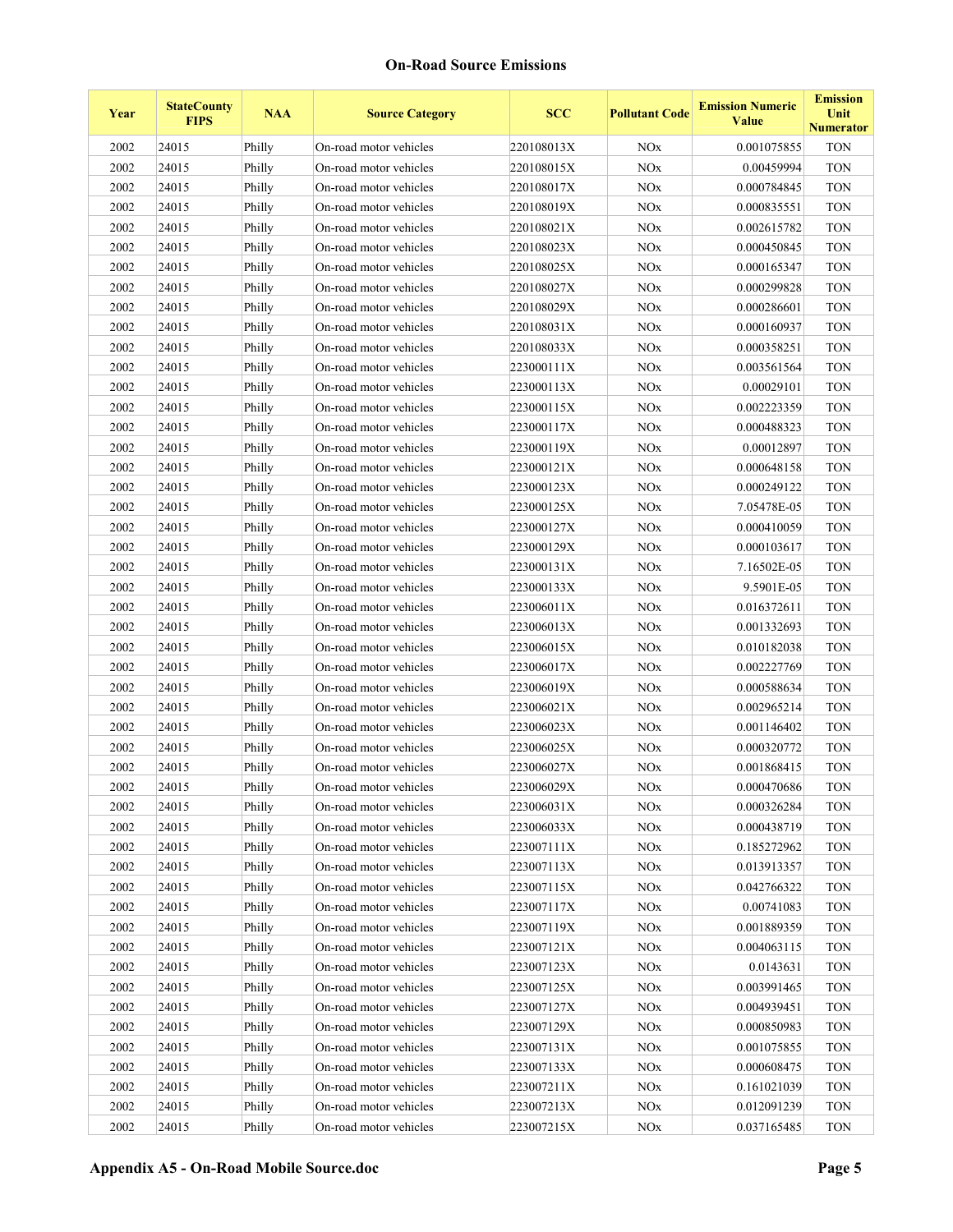## On-Road Source Emissions

| Year | StateCounty FIPS | NAA | Source Category | SCC | Pollutant Code | Emission Numeric Value | Emission Unit Numerator |
|---|---|---|---|---|---|---|---|
| 2002 | 24015 | Philly | On-road motor vehicles | 220108013X | NOx | 0.001075855 | TON |
| 2002 | 24015 | Philly | On-road motor vehicles | 220108015X | NOx | 0.00459994 | TON |
| 2002 | 24015 | Philly | On-road motor vehicles | 220108017X | NOx | 0.000784845 | TON |
| 2002 | 24015 | Philly | On-road motor vehicles | 220108019X | NOx | 0.000835551 | TON |
| 2002 | 24015 | Philly | On-road motor vehicles | 220108021X | NOx | 0.002615782 | TON |
| 2002 | 24015 | Philly | On-road motor vehicles | 220108023X | NOx | 0.000450845 | TON |
| 2002 | 24015 | Philly | On-road motor vehicles | 220108025X | NOx | 0.000165347 | TON |
| 2002 | 24015 | Philly | On-road motor vehicles | 220108027X | NOx | 0.000299828 | TON |
| 2002 | 24015 | Philly | On-road motor vehicles | 220108029X | NOx | 0.000286601 | TON |
| 2002 | 24015 | Philly | On-road motor vehicles | 220108031X | NOx | 0.000160937 | TON |
| 2002 | 24015 | Philly | On-road motor vehicles | 220108033X | NOx | 0.000358251 | TON |
| 2002 | 24015 | Philly | On-road motor vehicles | 223000111X | NOx | 0.003561564 | TON |
| 2002 | 24015 | Philly | On-road motor vehicles | 223000113X | NOx | 0.00029101 | TON |
| 2002 | 24015 | Philly | On-road motor vehicles | 223000115X | NOx | 0.002223359 | TON |
| 2002 | 24015 | Philly | On-road motor vehicles | 223000117X | NOx | 0.000488323 | TON |
| 2002 | 24015 | Philly | On-road motor vehicles | 223000119X | NOx | 0.00012897 | TON |
| 2002 | 24015 | Philly | On-road motor vehicles | 223000121X | NOx | 0.000648158 | TON |
| 2002 | 24015 | Philly | On-road motor vehicles | 223000123X | NOx | 0.000249122 | TON |
| 2002 | 24015 | Philly | On-road motor vehicles | 223000125X | NOx | 7.05478E-05 | TON |
| 2002 | 24015 | Philly | On-road motor vehicles | 223000127X | NOx | 0.000410059 | TON |
| 2002 | 24015 | Philly | On-road motor vehicles | 223000129X | NOx | 0.000103617 | TON |
| 2002 | 24015 | Philly | On-road motor vehicles | 223000131X | NOx | 7.16502E-05 | TON |
| 2002 | 24015 | Philly | On-road motor vehicles | 223000133X | NOx | 9.5901E-05 | TON |
| 2002 | 24015 | Philly | On-road motor vehicles | 223006011X | NOx | 0.016372611 | TON |
| 2002 | 24015 | Philly | On-road motor vehicles | 223006013X | NOx | 0.001332693 | TON |
| 2002 | 24015 | Philly | On-road motor vehicles | 223006015X | NOx | 0.010182038 | TON |
| 2002 | 24015 | Philly | On-road motor vehicles | 223006017X | NOx | 0.002227769 | TON |
| 2002 | 24015 | Philly | On-road motor vehicles | 223006019X | NOx | 0.000588634 | TON |
| 2002 | 24015 | Philly | On-road motor vehicles | 223006021X | NOx | 0.002965214 | TON |
| 2002 | 24015 | Philly | On-road motor vehicles | 223006023X | NOx | 0.001146402 | TON |
| 2002 | 24015 | Philly | On-road motor vehicles | 223006025X | NOx | 0.000320772 | TON |
| 2002 | 24015 | Philly | On-road motor vehicles | 223006027X | NOx | 0.001868415 | TON |
| 2002 | 24015 | Philly | On-road motor vehicles | 223006029X | NOx | 0.000470686 | TON |
| 2002 | 24015 | Philly | On-road motor vehicles | 223006031X | NOx | 0.000326284 | TON |
| 2002 | 24015 | Philly | On-road motor vehicles | 223006033X | NOx | 0.000438719 | TON |
| 2002 | 24015 | Philly | On-road motor vehicles | 223007111X | NOx | 0.185272962 | TON |
| 2002 | 24015 | Philly | On-road motor vehicles | 223007113X | NOx | 0.013913357 | TON |
| 2002 | 24015 | Philly | On-road motor vehicles | 223007115X | NOx | 0.042766322 | TON |
| 2002 | 24015 | Philly | On-road motor vehicles | 223007117X | NOx | 0.00741083 | TON |
| 2002 | 24015 | Philly | On-road motor vehicles | 223007119X | NOx | 0.001889359 | TON |
| 2002 | 24015 | Philly | On-road motor vehicles | 223007121X | NOx | 0.004063115 | TON |
| 2002 | 24015 | Philly | On-road motor vehicles | 223007123X | NOx | 0.0143631 | TON |
| 2002 | 24015 | Philly | On-road motor vehicles | 223007125X | NOx | 0.003991465 | TON |
| 2002 | 24015 | Philly | On-road motor vehicles | 223007127X | NOx | 0.004939451 | TON |
| 2002 | 24015 | Philly | On-road motor vehicles | 223007129X | NOx | 0.000850983 | TON |
| 2002 | 24015 | Philly | On-road motor vehicles | 223007131X | NOx | 0.001075855 | TON |
| 2002 | 24015 | Philly | On-road motor vehicles | 223007133X | NOx | 0.000608475 | TON |
| 2002 | 24015 | Philly | On-road motor vehicles | 223007211X | NOx | 0.161021039 | TON |
| 2002 | 24015 | Philly | On-road motor vehicles | 223007213X | NOx | 0.012091239 | TON |
| 2002 | 24015 | Philly | On-road motor vehicles | 223007215X | NOx | 0.037165485 | TON |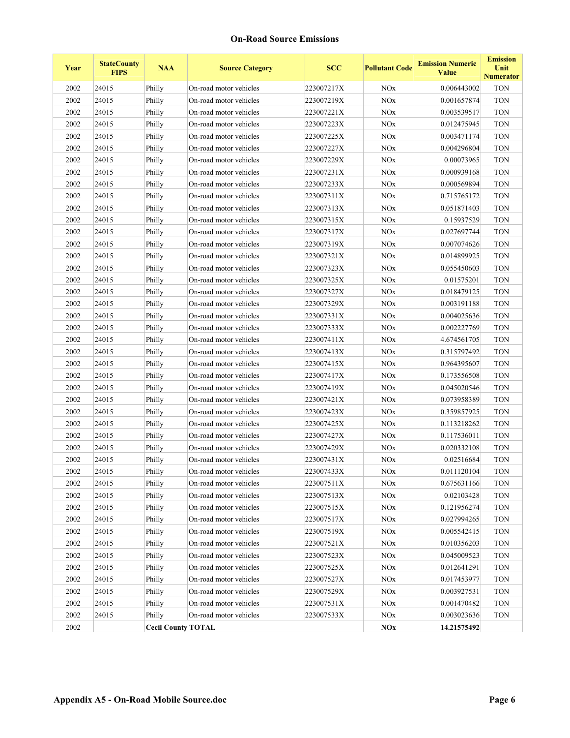## On-Road Source Emissions

| Year | StateCounty FIPS | NAA | Source Category | SCC | Pollutant Code | Emission Numeric Value | Emission Unit Numerator |
|---|---|---|---|---|---|---|---|
| 2002 | 24015 | Philly | On-road motor vehicles | 223007217X | NOx | 0.006443002 | TON |
| 2002 | 24015 | Philly | On-road motor vehicles | 223007219X | NOx | 0.001657874 | TON |
| 2002 | 24015 | Philly | On-road motor vehicles | 223007221X | NOx | 0.003539517 | TON |
| 2002 | 24015 | Philly | On-road motor vehicles | 223007223X | NOx | 0.012475945 | TON |
| 2002 | 24015 | Philly | On-road motor vehicles | 223007225X | NOx | 0.003471174 | TON |
| 2002 | 24015 | Philly | On-road motor vehicles | 223007227X | NOx | 0.004296804 | TON |
| 2002 | 24015 | Philly | On-road motor vehicles | 223007229X | NOx | 0.00073965 | TON |
| 2002 | 24015 | Philly | On-road motor vehicles | 223007231X | NOx | 0.000939168 | TON |
| 2002 | 24015 | Philly | On-road motor vehicles | 223007233X | NOx | 0.000569894 | TON |
| 2002 | 24015 | Philly | On-road motor vehicles | 223007311X | NOx | 0.715765172 | TON |
| 2002 | 24015 | Philly | On-road motor vehicles | 223007313X | NOx | 0.051871403 | TON |
| 2002 | 24015 | Philly | On-road motor vehicles | 223007315X | NOx | 0.15937529 | TON |
| 2002 | 24015 | Philly | On-road motor vehicles | 223007317X | NOx | 0.027697744 | TON |
| 2002 | 24015 | Philly | On-road motor vehicles | 223007319X | NOx | 0.007074626 | TON |
| 2002 | 24015 | Philly | On-road motor vehicles | 223007321X | NOx | 0.014899925 | TON |
| 2002 | 24015 | Philly | On-road motor vehicles | 223007323X | NOx | 0.055450603 | TON |
| 2002 | 24015 | Philly | On-road motor vehicles | 223007325X | NOx | 0.01575201 | TON |
| 2002 | 24015 | Philly | On-road motor vehicles | 223007327X | NOx | 0.018479125 | TON |
| 2002 | 24015 | Philly | On-road motor vehicles | 223007329X | NOx | 0.003191188 | TON |
| 2002 | 24015 | Philly | On-road motor vehicles | 223007331X | NOx | 0.004025636 | TON |
| 2002 | 24015 | Philly | On-road motor vehicles | 223007333X | NOx | 0.002227769 | TON |
| 2002 | 24015 | Philly | On-road motor vehicles | 223007411X | NOx | 4.674561705 | TON |
| 2002 | 24015 | Philly | On-road motor vehicles | 223007413X | NOx | 0.315797492 | TON |
| 2002 | 24015 | Philly | On-road motor vehicles | 223007415X | NOx | 0.964395607 | TON |
| 2002 | 24015 | Philly | On-road motor vehicles | 223007417X | NOx | 0.173556508 | TON |
| 2002 | 24015 | Philly | On-road motor vehicles | 223007419X | NOx | 0.045020546 | TON |
| 2002 | 24015 | Philly | On-road motor vehicles | 223007421X | NOx | 0.073958389 | TON |
| 2002 | 24015 | Philly | On-road motor vehicles | 223007423X | NOx | 0.359857925 | TON |
| 2002 | 24015 | Philly | On-road motor vehicles | 223007425X | NOx | 0.113218262 | TON |
| 2002 | 24015 | Philly | On-road motor vehicles | 223007427X | NOx | 0.117536011 | TON |
| 2002 | 24015 | Philly | On-road motor vehicles | 223007429X | NOx | 0.020332108 | TON |
| 2002 | 24015 | Philly | On-road motor vehicles | 223007431X | NOx | 0.02516684 | TON |
| 2002 | 24015 | Philly | On-road motor vehicles | 223007433X | NOx | 0.011120104 | TON |
| 2002 | 24015 | Philly | On-road motor vehicles | 223007511X | NOx | 0.675631166 | TON |
| 2002 | 24015 | Philly | On-road motor vehicles | 223007513X | NOx | 0.02103428 | TON |
| 2002 | 24015 | Philly | On-road motor vehicles | 223007515X | NOx | 0.121956274 | TON |
| 2002 | 24015 | Philly | On-road motor vehicles | 223007517X | NOx | 0.027994265 | TON |
| 2002 | 24015 | Philly | On-road motor vehicles | 223007519X | NOx | 0.005542415 | TON |
| 2002 | 24015 | Philly | On-road motor vehicles | 223007521X | NOx | 0.010356203 | TON |
| 2002 | 24015 | Philly | On-road motor vehicles | 223007523X | NOx | 0.045009523 | TON |
| 2002 | 24015 | Philly | On-road motor vehicles | 223007525X | NOx | 0.012641291 | TON |
| 2002 | 24015 | Philly | On-road motor vehicles | 223007527X | NOx | 0.017453977 | TON |
| 2002 | 24015 | Philly | On-road motor vehicles | 223007529X | NOx | 0.003927531 | TON |
| 2002 | 24015 | Philly | On-road motor vehicles | 223007531X | NOx | 0.001470482 | TON |
| 2002 | 24015 | Philly | On-road motor vehicles | 223007533X | NOx | 0.003023636 | TON |
| 2002 | | **Cecil County TOTAL** | | | **NOx** | **14.21575492** | |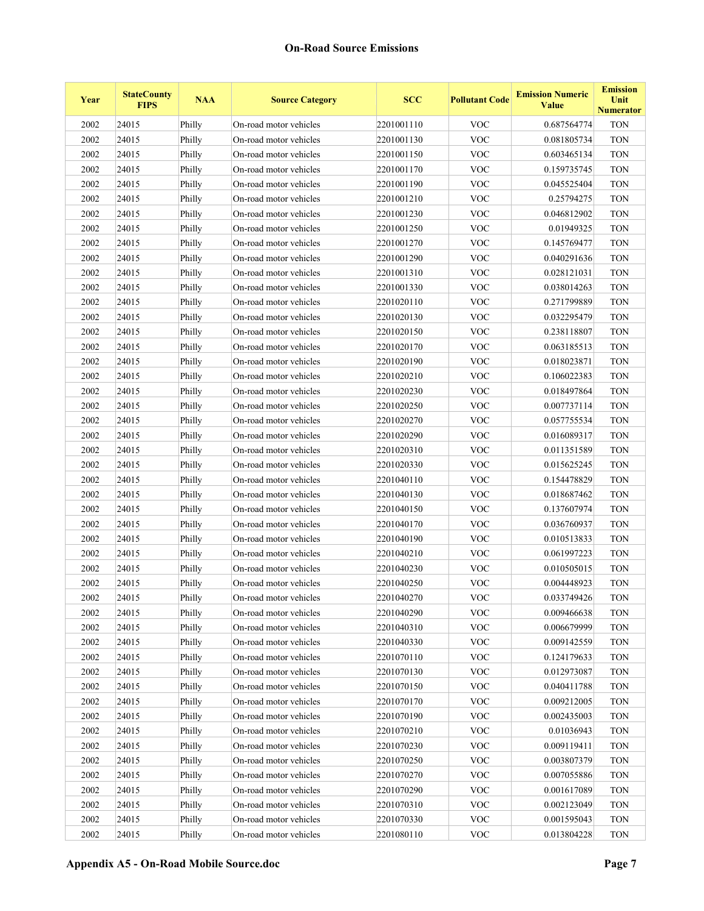## On-Road Source Emissions

| Year | StateCounty FIPS | NAA | Source Category | SCC | Pollutant Code | Emission Numeric Value | Emission Unit Numerator |
|---|---|---|---|---|---|---|---|
| 2002 | 24015 | Philly | On-road motor vehicles | 2201001110 | VOC | 0.687564774 | TON |
| 2002 | 24015 | Philly | On-road motor vehicles | 2201001130 | VOC | 0.081805734 | TON |
| 2002 | 24015 | Philly | On-road motor vehicles | 2201001150 | VOC | 0.603465134 | TON |
| 2002 | 24015 | Philly | On-road motor vehicles | 2201001170 | VOC | 0.159735745 | TON |
| 2002 | 24015 | Philly | On-road motor vehicles | 2201001190 | VOC | 0.045525404 | TON |
| 2002 | 24015 | Philly | On-road motor vehicles | 2201001210 | VOC | 0.25794275 | TON |
| 2002 | 24015 | Philly | On-road motor vehicles | 2201001230 | VOC | 0.046812902 | TON |
| 2002 | 24015 | Philly | On-road motor vehicles | 2201001250 | VOC | 0.01949325 | TON |
| 2002 | 24015 | Philly | On-road motor vehicles | 2201001270 | VOC | 0.145769477 | TON |
| 2002 | 24015 | Philly | On-road motor vehicles | 2201001290 | VOC | 0.040291636 | TON |
| 2002 | 24015 | Philly | On-road motor vehicles | 2201001310 | VOC | 0.028121031 | TON |
| 2002 | 24015 | Philly | On-road motor vehicles | 2201001330 | VOC | 0.038014263 | TON |
| 2002 | 24015 | Philly | On-road motor vehicles | 2201020110 | VOC | 0.271799889 | TON |
| 2002 | 24015 | Philly | On-road motor vehicles | 2201020130 | VOC | 0.032295479 | TON |
| 2002 | 24015 | Philly | On-road motor vehicles | 2201020150 | VOC | 0.238118807 | TON |
| 2002 | 24015 | Philly | On-road motor vehicles | 2201020170 | VOC | 0.063185513 | TON |
| 2002 | 24015 | Philly | On-road motor vehicles | 2201020190 | VOC | 0.018023871 | TON |
| 2002 | 24015 | Philly | On-road motor vehicles | 2201020210 | VOC | 0.106022383 | TON |
| 2002 | 24015 | Philly | On-road motor vehicles | 2201020230 | VOC | 0.018497864 | TON |
| 2002 | 24015 | Philly | On-road motor vehicles | 2201020250 | VOC | 0.007737114 | TON |
| 2002 | 24015 | Philly | On-road motor vehicles | 2201020270 | VOC | 0.057755534 | TON |
| 2002 | 24015 | Philly | On-road motor vehicles | 2201020290 | VOC | 0.016089317 | TON |
| 2002 | 24015 | Philly | On-road motor vehicles | 2201020310 | VOC | 0.011351589 | TON |
| 2002 | 24015 | Philly | On-road motor vehicles | 2201020330 | VOC | 0.015625245 | TON |
| 2002 | 24015 | Philly | On-road motor vehicles | 2201040110 | VOC | 0.154478829 | TON |
| 2002 | 24015 | Philly | On-road motor vehicles | 2201040130 | VOC | 0.018687462 | TON |
| 2002 | 24015 | Philly | On-road motor vehicles | 2201040150 | VOC | 0.137607974 | TON |
| 2002 | 24015 | Philly | On-road motor vehicles | 2201040170 | VOC | 0.036760937 | TON |
| 2002 | 24015 | Philly | On-road motor vehicles | 2201040190 | VOC | 0.010513833 | TON |
| 2002 | 24015 | Philly | On-road motor vehicles | 2201040210 | VOC | 0.061997223 | TON |
| 2002 | 24015 | Philly | On-road motor vehicles | 2201040230 | VOC | 0.010505015 | TON |
| 2002 | 24015 | Philly | On-road motor vehicles | 2201040250 | VOC | 0.004448923 | TON |
| 2002 | 24015 | Philly | On-road motor vehicles | 2201040270 | VOC | 0.033749426 | TON |
| 2002 | 24015 | Philly | On-road motor vehicles | 2201040290 | VOC | 0.009466638 | TON |
| 2002 | 24015 | Philly | On-road motor vehicles | 2201040310 | VOC | 0.006679999 | TON |
| 2002 | 24015 | Philly | On-road motor vehicles | 2201040330 | VOC | 0.009142559 | TON |
| 2002 | 24015 | Philly | On-road motor vehicles | 2201070110 | VOC | 0.124179633 | TON |
| 2002 | 24015 | Philly | On-road motor vehicles | 2201070130 | VOC | 0.012973087 | TON |
| 2002 | 24015 | Philly | On-road motor vehicles | 2201070150 | VOC | 0.040411788 | TON |
| 2002 | 24015 | Philly | On-road motor vehicles | 2201070170 | VOC | 0.009212005 | TON |
| 2002 | 24015 | Philly | On-road motor vehicles | 2201070190 | VOC | 0.002435003 | TON |
| 2002 | 24015 | Philly | On-road motor vehicles | 2201070210 | VOC | 0.01036943 | TON |
| 2002 | 24015 | Philly | On-road motor vehicles | 2201070230 | VOC | 0.009119411 | TON |
| 2002 | 24015 | Philly | On-road motor vehicles | 2201070250 | VOC | 0.003807379 | TON |
| 2002 | 24015 | Philly | On-road motor vehicles | 2201070270 | VOC | 0.007055886 | TON |
| 2002 | 24015 | Philly | On-road motor vehicles | 2201070290 | VOC | 0.001617089 | TON |
| 2002 | 24015 | Philly | On-road motor vehicles | 2201070310 | VOC | 0.002123049 | TON |
| 2002 | 24015 | Philly | On-road motor vehicles | 2201070330 | VOC | 0.001595043 | TON |
| 2002 | 24015 | Philly | On-road motor vehicles | 2201080110 | VOC | 0.013804228 | TON |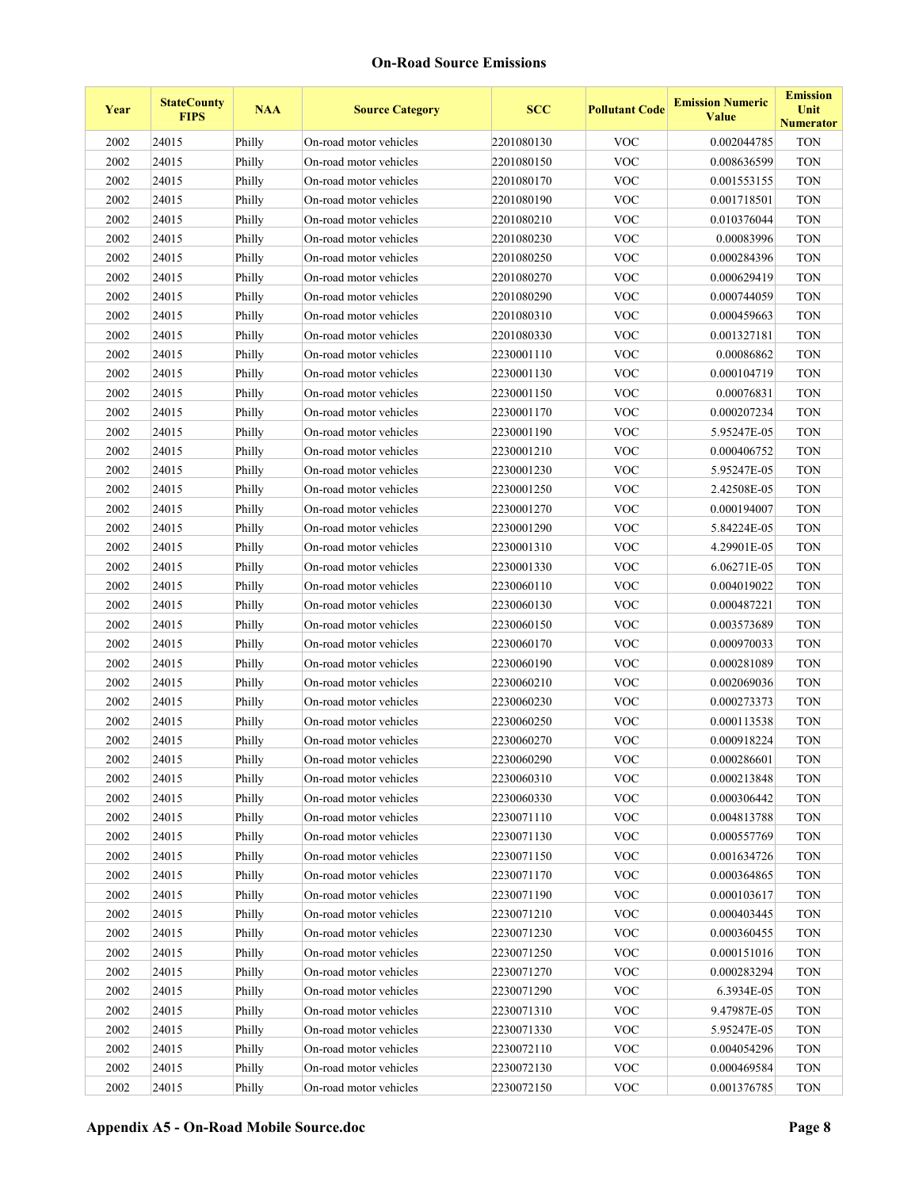**On-Road Source Emissions**

| Year | StateCounty FIPS | NAA | Source Category | SCC | Pollutant Code | Emission Numeric Value | Emission Unit Numerator |
|---|---|---|---|---|---|---|---|
| 2002 | 24015 | Philly | On-road motor vehicles | 2201080130 | VOC | 0.002044785 | TON |
| 2002 | 24015 | Philly | On-road motor vehicles | 2201080150 | VOC | 0.008636599 | TON |
| 2002 | 24015 | Philly | On-road motor vehicles | 2201080170 | VOC | 0.001553155 | TON |
| 2002 | 24015 | Philly | On-road motor vehicles | 2201080190 | VOC | 0.001718501 | TON |
| 2002 | 24015 | Philly | On-road motor vehicles | 2201080210 | VOC | 0.010376044 | TON |
| 2002 | 24015 | Philly | On-road motor vehicles | 2201080230 | VOC | 0.00083996 | TON |
| 2002 | 24015 | Philly | On-road motor vehicles | 2201080250 | VOC | 0.000284396 | TON |
| 2002 | 24015 | Philly | On-road motor vehicles | 2201080270 | VOC | 0.000629419 | TON |
| 2002 | 24015 | Philly | On-road motor vehicles | 2201080290 | VOC | 0.000744059 | TON |
| 2002 | 24015 | Philly | On-road motor vehicles | 2201080310 | VOC | 0.000459663 | TON |
| 2002 | 24015 | Philly | On-road motor vehicles | 2201080330 | VOC | 0.001327181 | TON |
| 2002 | 24015 | Philly | On-road motor vehicles | 2230001110 | VOC | 0.00086862 | TON |
| 2002 | 24015 | Philly | On-road motor vehicles | 2230001130 | VOC | 0.000104719 | TON |
| 2002 | 24015 | Philly | On-road motor vehicles | 2230001150 | VOC | 0.00076831 | TON |
| 2002 | 24015 | Philly | On-road motor vehicles | 2230001170 | VOC | 0.000207234 | TON |
| 2002 | 24015 | Philly | On-road motor vehicles | 2230001190 | VOC | 5.95247E-05 | TON |
| 2002 | 24015 | Philly | On-road motor vehicles | 2230001210 | VOC | 0.000406752 | TON |
| 2002 | 24015 | Philly | On-road motor vehicles | 2230001230 | VOC | 5.95247E-05 | TON |
| 2002 | 24015 | Philly | On-road motor vehicles | 2230001250 | VOC | 2.42508E-05 | TON |
| 2002 | 24015 | Philly | On-road motor vehicles | 2230001270 | VOC | 0.000194007 | TON |
| 2002 | 24015 | Philly | On-road motor vehicles | 2230001290 | VOC | 5.84224E-05 | TON |
| 2002 | 24015 | Philly | On-road motor vehicles | 2230001310 | VOC | 4.29901E-05 | TON |
| 2002 | 24015 | Philly | On-road motor vehicles | 2230001330 | VOC | 6.06271E-05 | TON |
| 2002 | 24015 | Philly | On-road motor vehicles | 2230060110 | VOC | 0.004019022 | TON |
| 2002 | 24015 | Philly | On-road motor vehicles | 2230060130 | VOC | 0.000487221 | TON |
| 2002 | 24015 | Philly | On-road motor vehicles | 2230060150 | VOC | 0.003573689 | TON |
| 2002 | 24015 | Philly | On-road motor vehicles | 2230060170 | VOC | 0.000970033 | TON |
| 2002 | 24015 | Philly | On-road motor vehicles | 2230060190 | VOC | 0.000281089 | TON |
| 2002 | 24015 | Philly | On-road motor vehicles | 2230060210 | VOC | 0.002069036 | TON |
| 2002 | 24015 | Philly | On-road motor vehicles | 2230060230 | VOC | 0.000273373 | TON |
| 2002 | 24015 | Philly | On-road motor vehicles | 2230060250 | VOC | 0.000113538 | TON |
| 2002 | 24015 | Philly | On-road motor vehicles | 2230060270 | VOC | 0.000918224 | TON |
| 2002 | 24015 | Philly | On-road motor vehicles | 2230060290 | VOC | 0.000286601 | TON |
| 2002 | 24015 | Philly | On-road motor vehicles | 2230060310 | VOC | 0.000213848 | TON |
| 2002 | 24015 | Philly | On-road motor vehicles | 2230060330 | VOC | 0.000306442 | TON |
| 2002 | 24015 | Philly | On-road motor vehicles | 2230071110 | VOC | 0.004813788 | TON |
| 2002 | 24015 | Philly | On-road motor vehicles | 2230071130 | VOC | 0.000557769 | TON |
| 2002 | 24015 | Philly | On-road motor vehicles | 2230071150 | VOC | 0.001634726 | TON |
| 2002 | 24015 | Philly | On-road motor vehicles | 2230071170 | VOC | 0.000364865 | TON |
| 2002 | 24015 | Philly | On-road motor vehicles | 2230071190 | VOC | 0.000103617 | TON |
| 2002 | 24015 | Philly | On-road motor vehicles | 2230071210 | VOC | 0.000403445 | TON |
| 2002 | 24015 | Philly | On-road motor vehicles | 2230071230 | VOC | 0.000360455 | TON |
| 2002 | 24015 | Philly | On-road motor vehicles | 2230071250 | VOC | 0.000151016 | TON |
| 2002 | 24015 | Philly | On-road motor vehicles | 2230071270 | VOC | 0.000283294 | TON |
| 2002 | 24015 | Philly | On-road motor vehicles | 2230071290 | VOC | 6.3934E-05 | TON |
| 2002 | 24015 | Philly | On-road motor vehicles | 2230071310 | VOC | 9.47987E-05 | TON |
| 2002 | 24015 | Philly | On-road motor vehicles | 2230071330 | VOC | 5.95247E-05 | TON |
| 2002 | 24015 | Philly | On-road motor vehicles | 2230072110 | VOC | 0.004054296 | TON |
| 2002 | 24015 | Philly | On-road motor vehicles | 2230072130 | VOC | 0.000469584 | TON |
| 2002 | 24015 | Philly | On-road motor vehicles | 2230072150 | VOC | 0.001376785 | TON |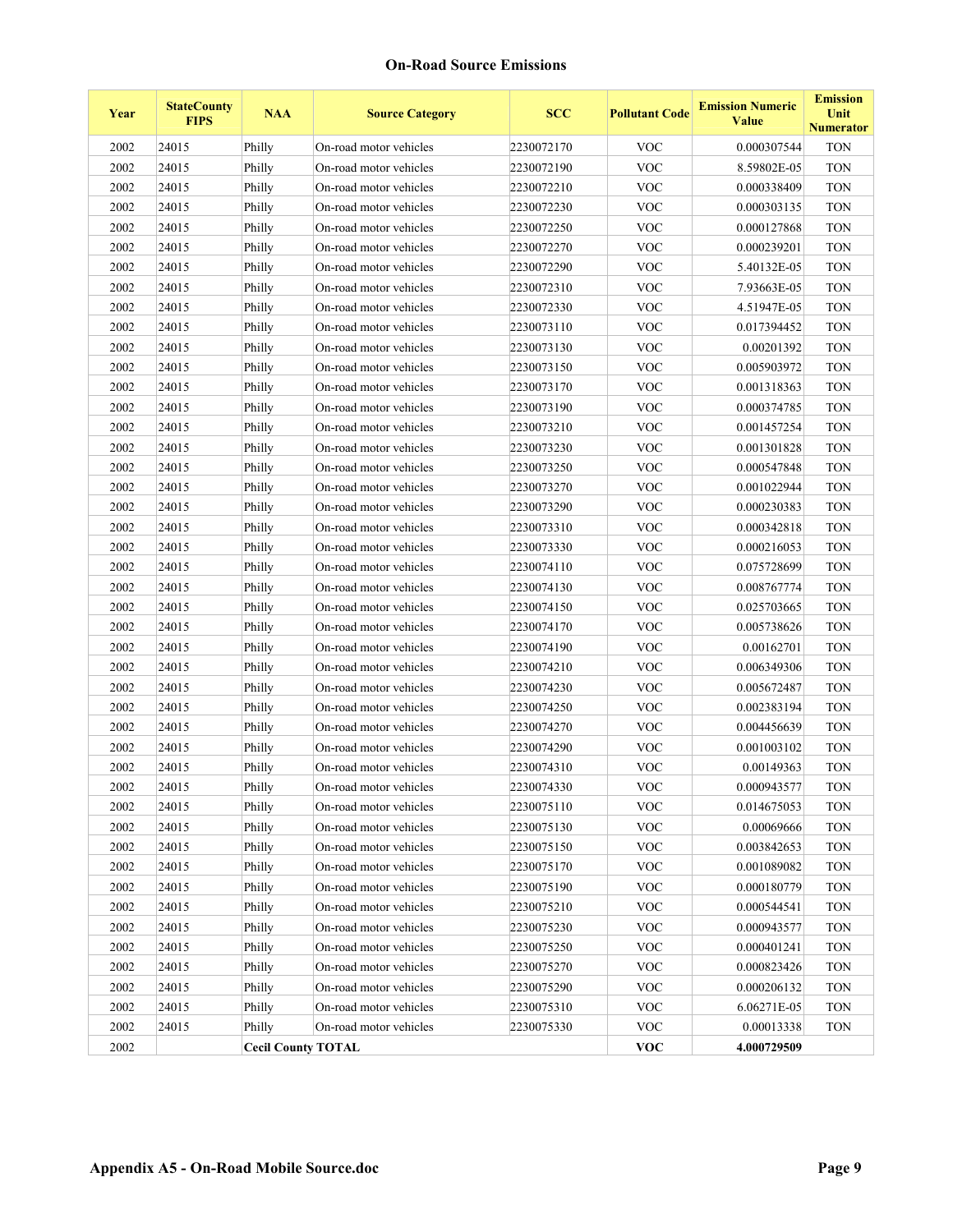## On-Road Source Emissions

| Year | StateCounty FIPS | NAA | Source Category | SCC | Pollutant Code | Emission Numeric Value | Emission Unit Numerator |
|---|---|---|---|---|---|---|---|
| 2002 | 24015 | Philly | On-road motor vehicles | 2230072170 | VOC | 0.000307544 | TON |
| 2002 | 24015 | Philly | On-road motor vehicles | 2230072190 | VOC | 8.59802E-05 | TON |
| 2002 | 24015 | Philly | On-road motor vehicles | 2230072210 | VOC | 0.000338409 | TON |
| 2002 | 24015 | Philly | On-road motor vehicles | 2230072230 | VOC | 0.000303135 | TON |
| 2002 | 24015 | Philly | On-road motor vehicles | 2230072250 | VOC | 0.000127868 | TON |
| 2002 | 24015 | Philly | On-road motor vehicles | 2230072270 | VOC | 0.000239201 | TON |
| 2002 | 24015 | Philly | On-road motor vehicles | 2230072290 | VOC | 5.40132E-05 | TON |
| 2002 | 24015 | Philly | On-road motor vehicles | 2230072310 | VOC | 7.93663E-05 | TON |
| 2002 | 24015 | Philly | On-road motor vehicles | 2230072330 | VOC | 4.51947E-05 | TON |
| 2002 | 24015 | Philly | On-road motor vehicles | 2230073110 | VOC | 0.017394452 | TON |
| 2002 | 24015 | Philly | On-road motor vehicles | 2230073130 | VOC | 0.00201392 | TON |
| 2002 | 24015 | Philly | On-road motor vehicles | 2230073150 | VOC | 0.005903972 | TON |
| 2002 | 24015 | Philly | On-road motor vehicles | 2230073170 | VOC | 0.001318363 | TON |
| 2002 | 24015 | Philly | On-road motor vehicles | 2230073190 | VOC | 0.000374785 | TON |
| 2002 | 24015 | Philly | On-road motor vehicles | 2230073210 | VOC | 0.001457254 | TON |
| 2002 | 24015 | Philly | On-road motor vehicles | 2230073230 | VOC | 0.001301828 | TON |
| 2002 | 24015 | Philly | On-road motor vehicles | 2230073250 | VOC | 0.000547848 | TON |
| 2002 | 24015 | Philly | On-road motor vehicles | 2230073270 | VOC | 0.001022944 | TON |
| 2002 | 24015 | Philly | On-road motor vehicles | 2230073290 | VOC | 0.000230383 | TON |
| 2002 | 24015 | Philly | On-road motor vehicles | 2230073310 | VOC | 0.000342818 | TON |
| 2002 | 24015 | Philly | On-road motor vehicles | 2230073330 | VOC | 0.000216053 | TON |
| 2002 | 24015 | Philly | On-road motor vehicles | 2230074110 | VOC | 0.075728699 | TON |
| 2002 | 24015 | Philly | On-road motor vehicles | 2230074130 | VOC | 0.008767774 | TON |
| 2002 | 24015 | Philly | On-road motor vehicles | 2230074150 | VOC | 0.025703665 | TON |
| 2002 | 24015 | Philly | On-road motor vehicles | 2230074170 | VOC | 0.005738626 | TON |
| 2002 | 24015 | Philly | On-road motor vehicles | 2230074190 | VOC | 0.00162701 | TON |
| 2002 | 24015 | Philly | On-road motor vehicles | 2230074210 | VOC | 0.006349306 | TON |
| 2002 | 24015 | Philly | On-road motor vehicles | 2230074230 | VOC | 0.005672487 | TON |
| 2002 | 24015 | Philly | On-road motor vehicles | 2230074250 | VOC | 0.002383194 | TON |
| 2002 | 24015 | Philly | On-road motor vehicles | 2230074270 | VOC | 0.004456639 | TON |
| 2002 | 24015 | Philly | On-road motor vehicles | 2230074290 | VOC | 0.001003102 | TON |
| 2002 | 24015 | Philly | On-road motor vehicles | 2230074310 | VOC | 0.00149363 | TON |
| 2002 | 24015 | Philly | On-road motor vehicles | 2230074330 | VOC | 0.000943577 | TON |
| 2002 | 24015 | Philly | On-road motor vehicles | 2230075110 | VOC | 0.014675053 | TON |
| 2002 | 24015 | Philly | On-road motor vehicles | 2230075130 | VOC | 0.00069666 | TON |
| 2002 | 24015 | Philly | On-road motor vehicles | 2230075150 | VOC | 0.003842653 | TON |
| 2002 | 24015 | Philly | On-road motor vehicles | 2230075170 | VOC | 0.001089082 | TON |
| 2002 | 24015 | Philly | On-road motor vehicles | 2230075190 | VOC | 0.000180779 | TON |
| 2002 | 24015 | Philly | On-road motor vehicles | 2230075210 | VOC | 0.000544541 | TON |
| 2002 | 24015 | Philly | On-road motor vehicles | 2230075230 | VOC | 0.000943577 | TON |
| 2002 | 24015 | Philly | On-road motor vehicles | 2230075250 | VOC | 0.000401241 | TON |
| 2002 | 24015 | Philly | On-road motor vehicles | 2230075270 | VOC | 0.000823426 | TON |
| 2002 | 24015 | Philly | On-road motor vehicles | 2230075290 | VOC | 0.000206132 | TON |
| 2002 | 24015 | Philly | On-road motor vehicles | 2230075310 | VOC | 6.06271E-05 | TON |
| 2002 | 24015 | Philly | On-road motor vehicles | 2230075330 | VOC | 0.00013338 | TON |
| 2002 | | **Cecil County TOTAL** | | | **VOC** | **4.000729509** | |

**Appendix A5 - On-Road Mobile Source.doc**